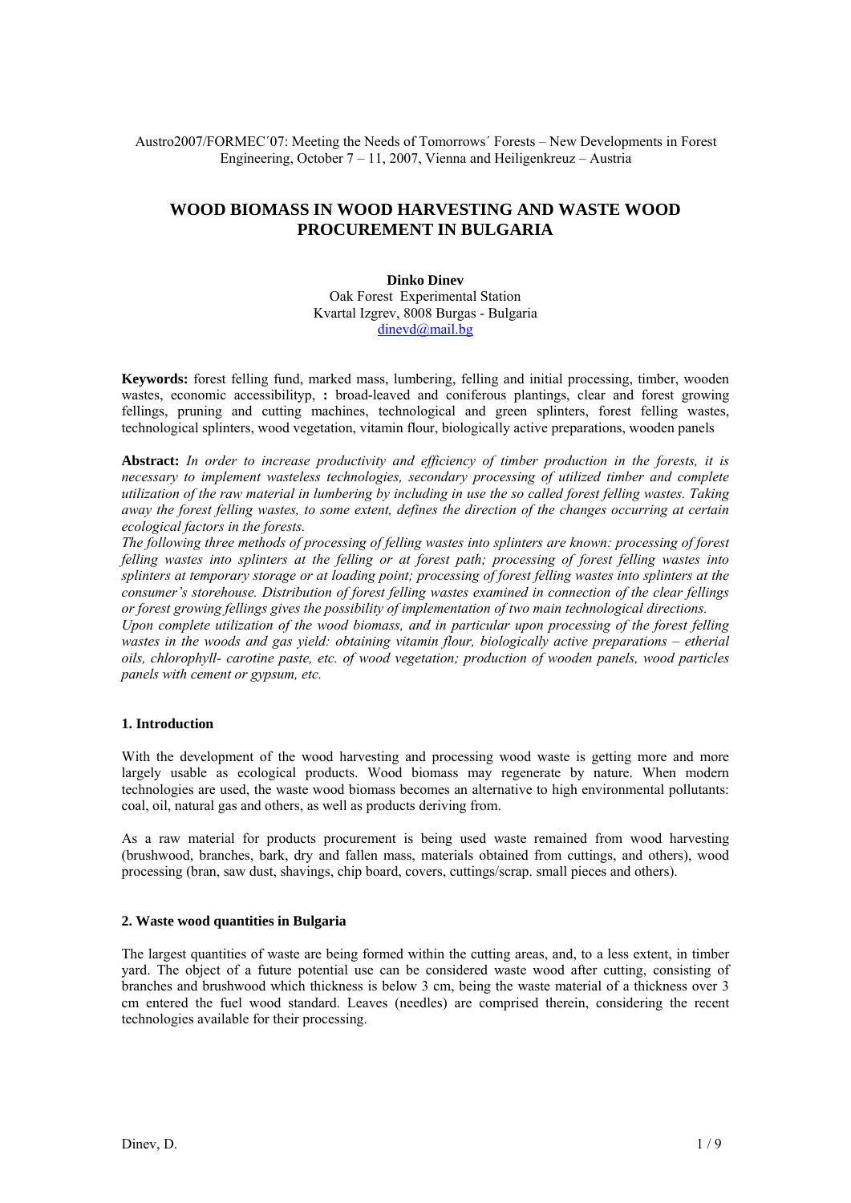Austro2007/FORMEC´07: Meeting the Needs of Tomorrows´ Forests – New Developments in Forest Engineering, October 7 – 11, 2007, Vienna and Heiligenkreuz – Austria

# WOOD BIOMASS IN WOOD HARVESTING AND WASTE WOOD PROCUREMENT IN BULGARIA

**Dinko Dinev**
Oak Forest Experimental Station
Kvartal Izgrev, 8008 Burgas - Bulgaria
dinevd@mail.bg

**Keywords:** forest felling fund, marked mass, lumbering, felling and initial processing, timber, wooden wastes, economic accessibilityp, **:** broad-leaved and coniferous plantings, clear and forest growing fellings, pruning and cutting machines, technological and green splinters, forest felling wastes, technological splinters, wood vegetation, vitamin flour, biologically active preparations, wooden panels

**Abstract:** *In order to increase productivity and efficiency of timber production in the forests, it is necessary to implement wasteless technologies, secondary processing of utilized timber and complete utilization of the raw material in lumbering by including in use the so called forest felling wastes. Taking away the forest felling wastes, to some extent, defines the direction of the changes occurring at certain ecological factors in the forests.*

*The following three methods of processing of felling wastes into splinters are known: processing of forest felling wastes into splinters at the felling or at forest path; processing of forest felling wastes into splinters at temporary storage or at loading point; processing of forest felling wastes into splinters at the consumer's storehouse. Distribution of forest felling wastes examined in connection of the clear fellings or forest growing fellings gives the possibility of implementation of two main technological directions.*

*Upon complete utilization of the wood biomass, and in particular upon processing of the forest felling wastes in the woods and gas yield: obtaining vitamin flour, biologically active preparations – etherial oils, chlorophyll- carotine paste, etc. of wood vegetation; production of wooden panels, wood particles panels with cement or gypsum, etc.*

## 1. Introduction

With the development of the wood harvesting and processing wood waste is getting more and more largely usable as ecological products. Wood biomass may regenerate by nature. When modern technologies are used, the waste wood biomass becomes an alternative to high environmental pollutants: coal, oil, natural gas and others, as well as products deriving from.

As a raw material for products procurement is being used waste remained from wood harvesting (brushwood, branches, bark, dry and fallen mass, materials obtained from cuttings, and others), wood processing (bran, saw dust, shavings, chip board, covers, cuttings/scrap. small pieces and others).

## 2. Waste wood quantities in Bulgaria

The largest quantities of waste are being formed within the cutting areas, and, to a less extent, in timber yard. The object of a future potential use can be considered waste wood after cutting, consisting of branches and brushwood which thickness is below 3 cm, being the waste material of a thickness over 3 cm entered the fuel wood standard. Leaves (needles) are comprised therein, considering the recent technologies available for their processing.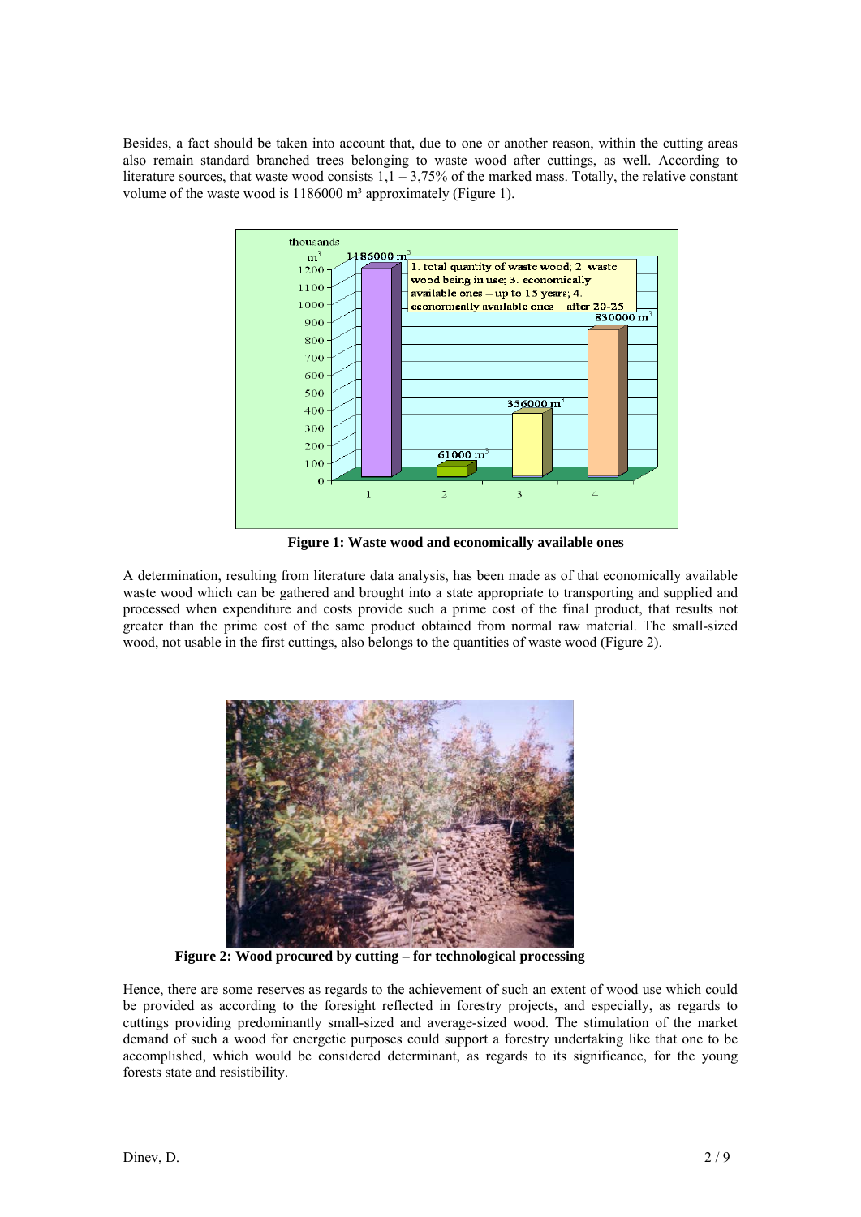Besides, a fact should be taken into account that, due to one or another reason, within the cutting areas also remain standard branched trees belonging to waste wood after cuttings, as well. According to literature sources, that waste wood consists 1,1 – 3,75% of the marked mass. Totally, the relative constant volume of the waste wood is 1186000 m³ approximately (Figure 1).

**Figure 1: Waste wood and economically available ones**

A determination, resulting from literature data analysis, has been made as of that economically available waste wood which can be gathered and brought into a state appropriate to transporting and supplied and processed when expenditure and costs provide such a prime cost of the final product, that results not greater than the prime cost of the same product obtained from normal raw material. The small-sized wood, not usable in the first cuttings, also belongs to the quantities of waste wood (Figure 2).

**Figure 2: Wood procured by cutting – for technological processing**

Hence, there are some reserves as regards to the achievement of such an extent of wood use which could be provided as according to the foresight reflected in forestry projects, and especially, as regards to cuttings providing predominantly small-sized and average-sized wood. The stimulation of the market demand of such a wood for energetic purposes could support a forestry undertaking like that one to be accomplished, which would be considered determinant, as regards to its significance, for the young forests state and resistibility.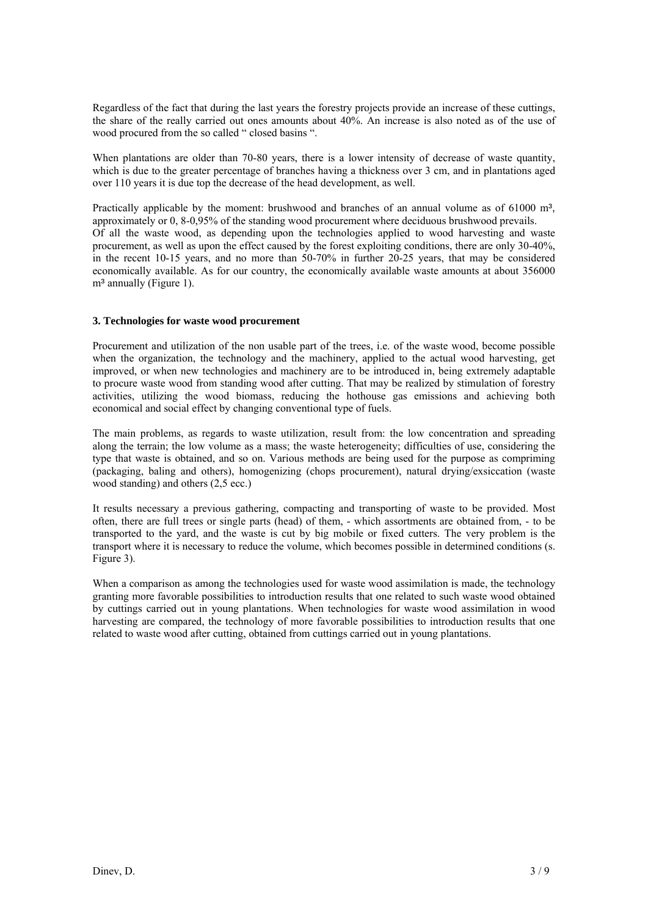Regardless of the fact that during the last years the forestry projects provide an increase of these cuttings, the share of the really carried out ones amounts about 40%. An increase is also noted as of the use of wood procured from the so called " closed basins ".

When plantations are older than 70-80 years, there is a lower intensity of decrease of waste quantity, which is due to the greater percentage of branches having a thickness over 3 cm, and in plantations aged over 110 years it is due top the decrease of the head development, as well.

Practically applicable by the moment: brushwood and branches of an annual volume as of 61000 m³, approximately or 0, 8-0,95% of the standing wood procurement where deciduous brushwood prevails.
Of all the waste wood, as depending upon the technologies applied to wood harvesting and waste procurement, as well as upon the effect caused by the forest exploiting conditions, there are only 30-40%, in the recent 10-15 years, and no more than 50-70% in further 20-25 years, that may be considered economically available. As for our country, the economically available waste amounts at about 356000 m³ annually (Figure 1).

### 3. Technologies for waste wood procurement

Procurement and utilization of the non usable part of the trees, i.e. of the waste wood, become possible when the organization, the technology and the machinery, applied to the actual wood harvesting, get improved, or when new technologies and machinery are to be introduced in, being extremely adaptable to procure waste wood from standing wood after cutting. That may be realized by stimulation of forestry activities, utilizing the wood biomass, reducing the hothouse gas emissions and achieving both economical and social effect by changing conventional type of fuels.

The main problems, as regards to waste utilization, result from: the low concentration and spreading along the terrain; the low volume as a mass; the waste heterogeneity; difficulties of use, considering the type that waste is obtained, and so on. Various methods are being used for the purpose as compriming (packaging, baling and others), homogenizing (chops procurement), natural drying/exsiccation (waste wood standing) and others (2,5 ecc.)

It results necessary a previous gathering, compacting and transporting of waste to be provided. Most often, there are full trees or single parts (head) of them, - which assortments are obtained from, - to be transported to the yard, and the waste is cut by big mobile or fixed cutters. The very problem is the transport where it is necessary to reduce the volume, which becomes possible in determined conditions (s. Figure 3).

When a comparison as among the technologies used for waste wood assimilation is made, the technology granting more favorable possibilities to introduction results that one related to such waste wood obtained by cuttings carried out in young plantations. When technologies for waste wood assimilation in wood harvesting are compared, the technology of more favorable possibilities to introduction results that one related to waste wood after cutting, obtained from cuttings carried out in young plantations.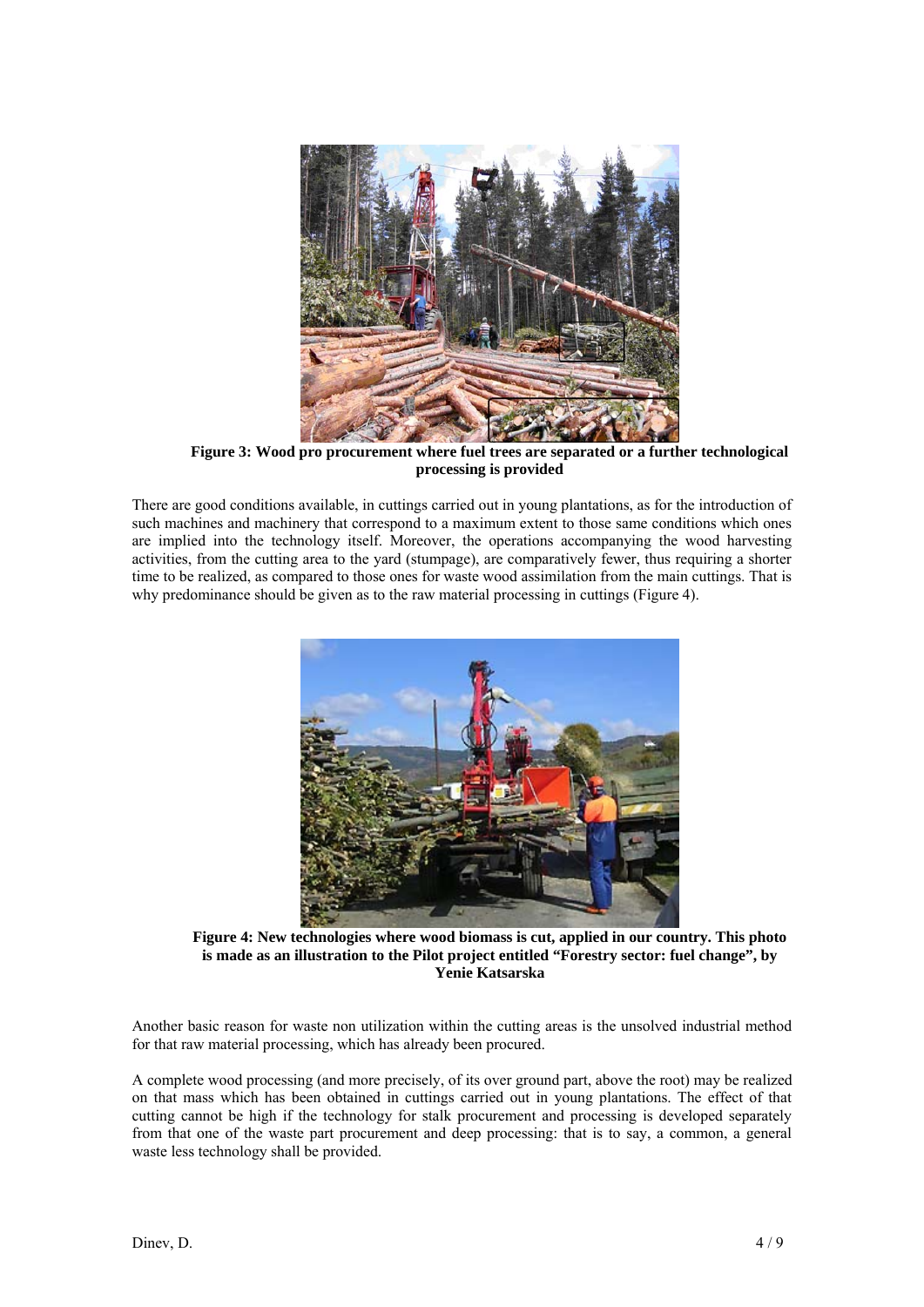**Figure 3: Wood pro procurement where fuel trees are separated or a further technological processing is provided**

There are good conditions available, in cuttings carried out in young plantations, as for the introduction of such machines and machinery that correspond to a maximum extent to those same conditions which ones are implied into the technology itself. Moreover, the operations accompanying the wood harvesting activities, from the cutting area to the yard (stumpage), are comparatively fewer, thus requiring a shorter time to be realized, as compared to those ones for waste wood assimilation from the main cuttings. That is why predominance should be given as to the raw material processing in cuttings (Figure 4).

**Figure 4: New technologies where wood biomass is cut, applied in our country. This photo is made as an illustration to the Pilot project entitled "Forestry sector: fuel change", by Yenie Katsarska**

Another basic reason for waste non utilization within the cutting areas is the unsolved industrial method for that raw material processing, which has already been procured.

A complete wood processing (and more precisely, of its over ground part, above the root) may be realized on that mass which has been obtained in cuttings carried out in young plantations. The effect of that cutting cannot be high if the technology for stalk procurement and processing is developed separately from that one of the waste part procurement and deep processing: that is to say, a common, a general waste less technology shall be provided.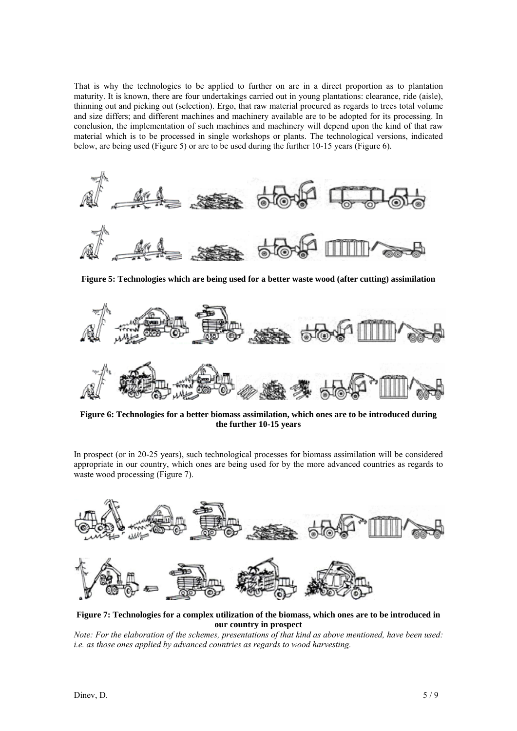That is why the technologies to be applied to further on are in a direct proportion as to plantation maturity. It is known, there are four undertakings carried out in young plantations: clearance, ride (aisle), thinning out and picking out (selection). Ergo, that raw material procured as regards to trees total volume and size differs; and different machines and machinery available are to be adopted for its processing. In conclusion, the implementation of such machines and machinery will depend upon the kind of that raw material which is to be processed in single workshops or plants. The technological versions, indicated below, are being used (Figure 5) or are to be used during the further 10-15 years (Figure 6).

**Figure 5: Technologies which are being used for a better waste wood (after cutting) assimilation**

**Figure 6: Technologies for a better biomass assimilation, which ones are to be introduced during the further 10-15 years**

In prospect (or in 20-25 years), such technological processes for biomass assimilation will be considered appropriate in our country, which ones are being used for by the more advanced countries as regards to waste wood processing (Figure 7).

**Figure 7: Technologies for a complex utilization of the biomass, which ones are to be introduced in our country in prospect**

*Note: For the elaboration of the schemes, presentations of that kind as above mentioned, have been used: i.e. as those ones applied by advanced countries as regards to wood harvesting.*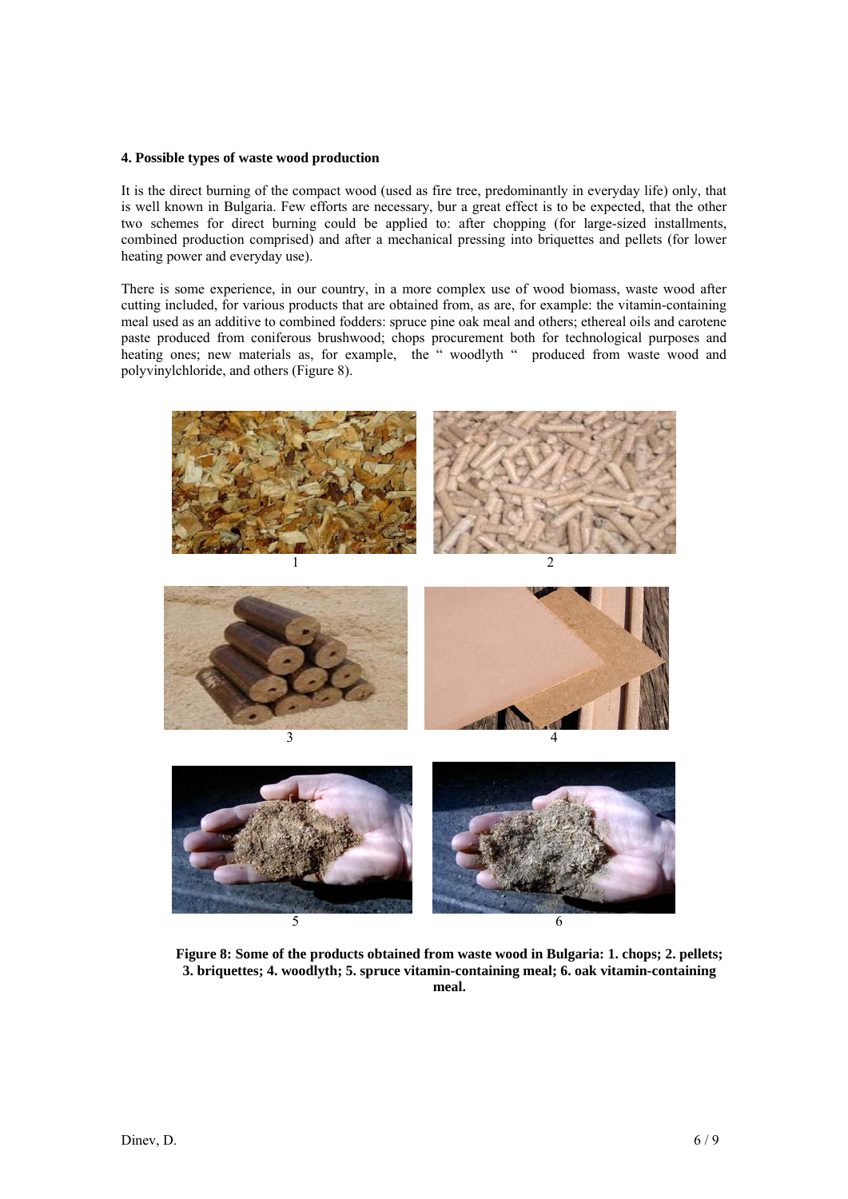### 4. Possible types of waste wood production

It is the direct burning of the compact wood (used as fire tree, predominantly in everyday life) only, that is well known in Bulgaria. Few efforts are necessary, bur a great effect is to be expected, that the other two schemes for direct burning could be applied to: after chopping (for large-sized installments, combined production comprised) and after a mechanical pressing into briquettes and pellets (for lower heating power and everyday use).

There is some experience, in our country, in a more complex use of wood biomass, waste wood after cutting included, for various products that are obtained from, as are, for example: the vitamin-containing meal used as an additive to combined fodders: spruce pine oak meal and others; ethereal oils and carotene paste produced from coniferous brushwood; chops procurement both for technological purposes and heating ones; new materials as, for example, the " woodlyth " produced from waste wood and polyvinylchloride, and others (Figure 8).

1

2

3

4

5

6

**Figure 8: Some of the products obtained from waste wood in Bulgaria: 1. chops; 2. pellets; 3. briquettes; 4. woodlyth; 5. spruce vitamin-containing meal; 6. oak vitamin-containing meal.**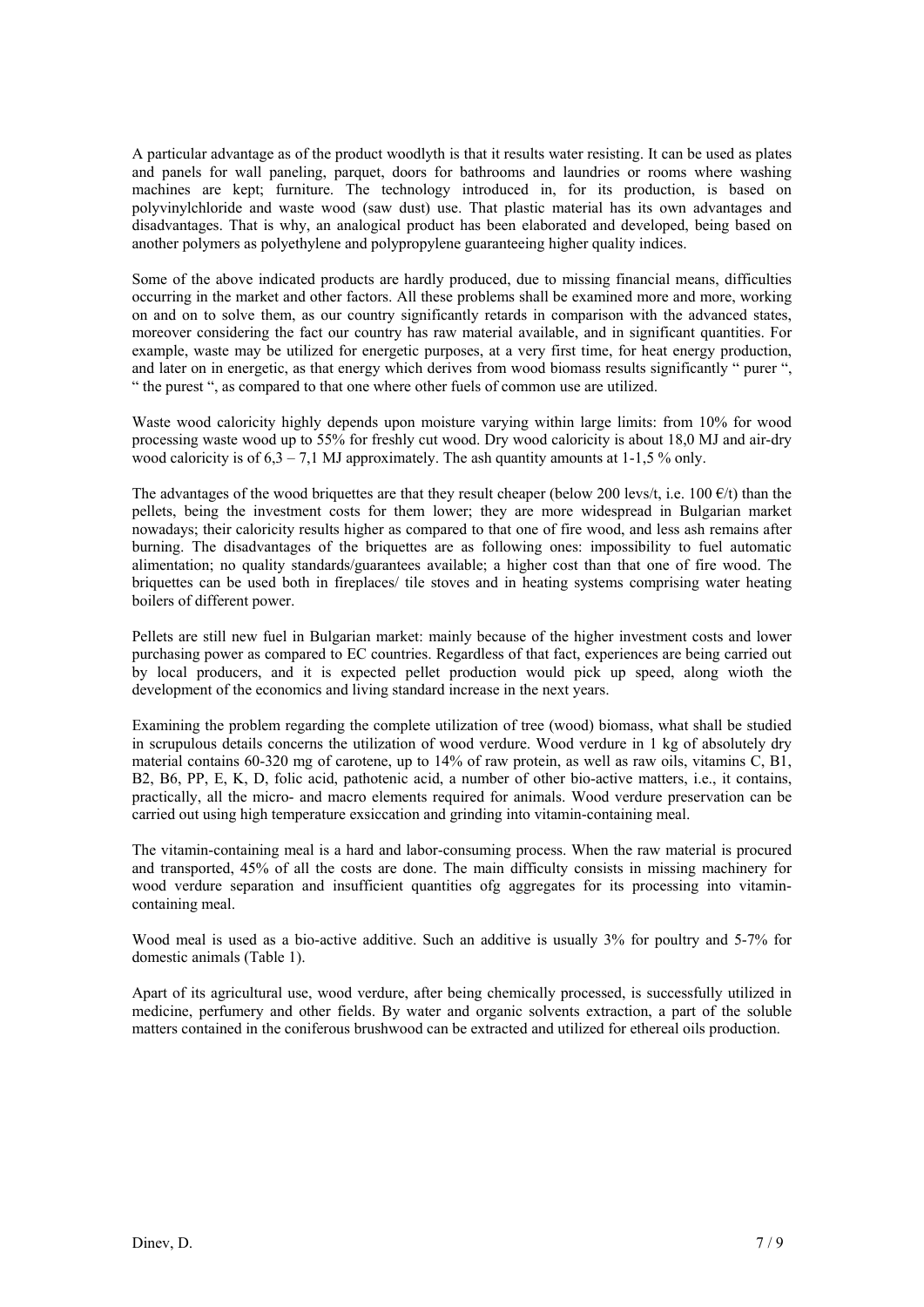A particular advantage as of the product woodlyth is that it results water resisting. It can be used as plates and panels for wall paneling, parquet, doors for bathrooms and laundries or rooms where washing machines are kept; furniture. The technology introduced in, for its production, is based on polyvinylchloride and waste wood (saw dust) use. That plastic material has its own advantages and disadvantages. That is why, an analogical product has been elaborated and developed, being based on another polymers as polyethylene and polypropylene guaranteeing higher quality indices.

Some of the above indicated products are hardly produced, due to missing financial means, difficulties occurring in the market and other factors. All these problems shall be examined more and more, working on and on to solve them, as our country significantly retards in comparison with the advanced states, moreover considering the fact our country has raw material available, and in significant quantities. For example, waste may be utilized for energetic purposes, at a very first time, for heat energy production, and later on in energetic, as that energy which derives from wood biomass results significantly " purer ", " the purest ", as compared to that one where other fuels of common use are utilized.

Waste wood caloricity highly depends upon moisture varying within large limits: from 10% for wood processing waste wood up to 55% for freshly cut wood. Dry wood caloricity is about 18,0 MJ and air-dry wood caloricity is of 6,3 – 7,1 MJ approximately. The ash quantity amounts at 1-1,5 % only.

The advantages of the wood briquettes are that they result cheaper (below 200 levs/t, i.e. 100 €/t) than the pellets, being the investment costs for them lower; they are more widespread in Bulgarian market nowadays; their caloricity results higher as compared to that one of fire wood, and less ash remains after burning. The disadvantages of the briquettes are as following ones: impossibility to fuel automatic alimentation; no quality standards/guarantees available; a higher cost than that one of fire wood. The briquettes can be used both in fireplaces/ tile stoves and in heating systems comprising water heating boilers of different power.

Pellets are still new fuel in Bulgarian market: mainly because of the higher investment costs and lower purchasing power as compared to EC countries. Regardless of that fact, experiences are being carried out by local producers, and it is expected pellet production would pick up speed, along wioth the development of the economics and living standard increase in the next years.

Examining the problem regarding the complete utilization of tree (wood) biomass, what shall be studied in scrupulous details concerns the utilization of wood verdure. Wood verdure in 1 kg of absolutely dry material contains 60-320 mg of carotene, up to 14% of raw protein, as well as raw oils, vitamins C, B1, B2, B6, PP, E, K, D, folic acid, pathotenic acid, a number of other bio-active matters, i.e., it contains, practically, all the micro- and macro elements required for animals. Wood verdure preservation can be carried out using high temperature exsiccation and grinding into vitamin-containing meal.

The vitamin-containing meal is a hard and labor-consuming process. When the raw material is procured and transported, 45% of all the costs are done. The main difficulty consists in missing machinery for wood verdure separation and insufficient quantities ofg aggregates for its processing into vitamin-containing meal.

Wood meal is used as a bio-active additive. Such an additive is usually 3% for poultry and 5-7% for domestic animals (Table 1).

Apart of its agricultural use, wood verdure, after being chemically processed, is successfully utilized in medicine, perfumery and other fields. By water and organic solvents extraction, a part of the soluble matters contained in the coniferous brushwood can be extracted and utilized for ethereal oils production.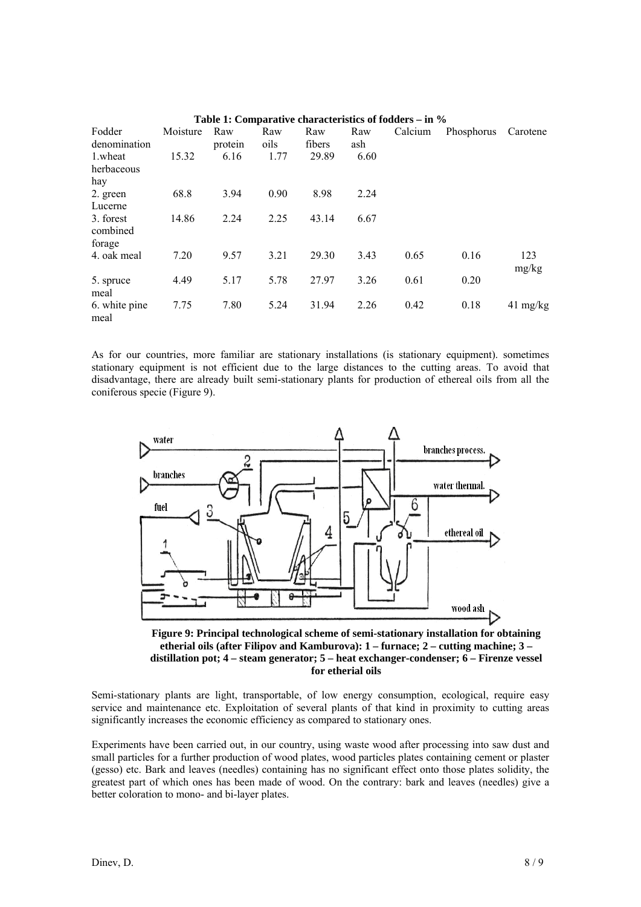**Table 1: Comparative characteristics of fodders – in %**

| Fodder denomination | Moisture | Raw protein | Raw oils | Raw fibers | Raw ash | Calcium | Phosphorus | Carotene |
|---|---|---|---|---|---|---|---|---|
| 1.wheat herbaceous hay | 15.32 | 6.16 | 1.77 | 29.89 | 6.60 | | | |
| 2. green Lucerne | 68.8 | 3.94 | 0.90 | 8.98 | 2.24 | | | |
| 3. forest combined forage | 14.86 | 2.24 | 2.25 | 43.14 | 6.67 | | | |
| 4. oak meal | 7.20 | 9.57 | 3.21 | 29.30 | 3.43 | 0.65 | 0.16 | 123 mg/kg |
| 5. spruce meal | 4.49 | 5.17 | 5.78 | 27.97 | 3.26 | 0.61 | 0.20 | |
| 6. white pine meal | 7.75 | 7.80 | 5.24 | 31.94 | 2.26 | 0.42 | 0.18 | 41 mg/kg |

As for our countries, more familiar are stationary installations (is stationary equipment). sometimes stationary equipment is not efficient due to the large distances to the cutting areas. To avoid that disadvantage, there are already built semi-stationary plants for production of ethereal oils from all the coniferous specie (Figure 9).

**Figure 9: Principal technological scheme of semi-stationary installation for obtaining etherial oils (after Filipov and Kamburova): 1 – furnace; 2 – cutting machine; 3 – distillation pot; 4 – steam generator; 5 – heat exchanger-condenser; 6 – Firenze vessel for etherial oils**

Semi-stationary plants are light, transportable, of low energy consumption, ecological, require easy service and maintenance etc. Exploitation of several plants of that kind in proximity to cutting areas significantly increases the economic efficiency as compared to stationary ones.

Experiments have been carried out, in our country, using waste wood after processing into saw dust and small particles for a further production of wood plates, wood particles plates containing cement or plaster (gesso) etc. Bark and leaves (needles) containing has no significant effect onto those plates solidity, the greatest part of which ones has been made of wood. On the contrary: bark and leaves (needles) give a better coloration to mono- and bi-layer plates.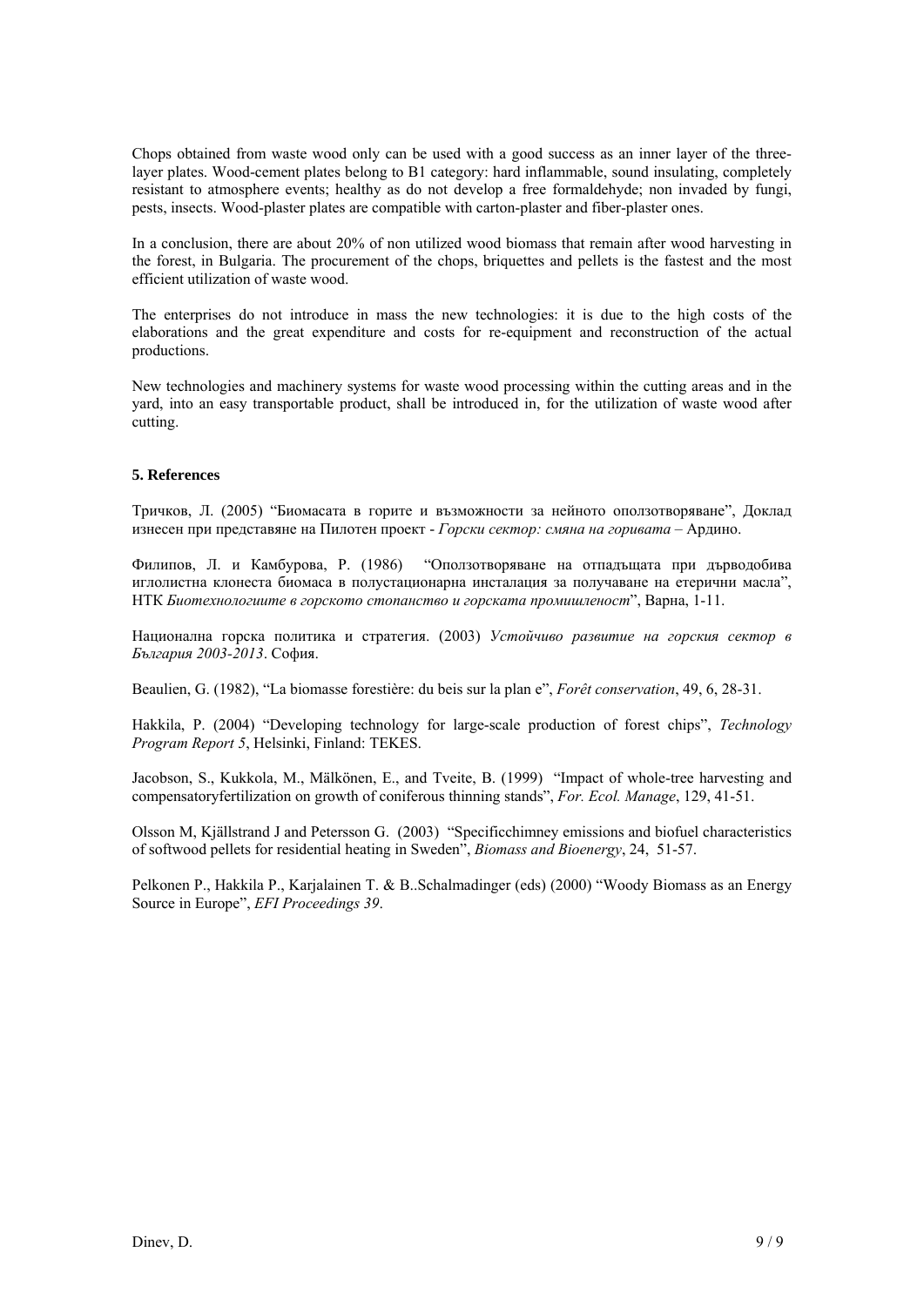Chops obtained from waste wood only can be used with a good success as an inner layer of the three-layer plates. Wood-cement plates belong to B1 category: hard inflammable, sound insulating, completely resistant to atmosphere events; healthy as do not develop a free formaldehyde; non invaded by fungi, pests, insects. Wood-plaster plates are compatible with carton-plaster and fiber-plaster ones.

In a conclusion, there are about 20% of non utilized wood biomass that remain after wood harvesting in the forest, in Bulgaria. The procurement of the chops, briquettes and pellets is the fastest and the most efficient utilization of waste wood.

The enterprises do not introduce in mass the new technologies: it is due to the high costs of the elaborations and the great expenditure and costs for re-equipment and reconstruction of the actual productions.

New technologies and machinery systems for waste wood processing within the cutting areas and in the yard, into an easy transportable product, shall be introduced in, for the utilization of waste wood after cutting.

### 5. References

Тричков, Л. (2005) "Биомасата в горите и възможности за нейното оползотворяване", Доклад изнесен при представяне на Пилотен проект - *Горски сектор: смяна на горивата* – Ардино.

Филипов, Л. и Камбурова, Р. (1986) "Оползотворяване на отпадъщата при дърводобива иглолистна клонеста биомаса в полустационарна инсталация за получаване на етерични масла", НТК *Биотехнологиите в горското стопанство и горската промишленост*", Варна, 1-11.

Национална горска политика и стратегия. (2003) *Устойчиво развитие на горския сектор в България 2003-2013*. София.

Beaulien, G. (1982), "La biomasse forestière: du beis sur la plan e", *Forêt conservation*, 49, 6, 28-31.

Hakkila, P. (2004) "Developing technology for large-scale production of forest chips", *Technology Program Report 5*, Helsinki, Finland: TEKES.

Jacobson, S., Kukkola, M., Mälkönen, E., and Tveite, B. (1999) "Impact of whole-tree harvesting and compensatoryfertilization on growth of coniferous thinning stands", *For. Ecol. Manage*, 129, 41-51.

Olsson M, Kjällstrand J and Petersson G. (2003) "Specificchimney emissions and biofuel characteristics of softwood pellets for residential heating in Sweden", *Biomass and Bioenergy*, 24, 51-57.

Pelkonen P., Hakkila P., Karjalainen T. & B..Schalmadinger (eds) (2000) "Woody Biomass as an Energy Source in Europe", *EFI Proceedings 39*.